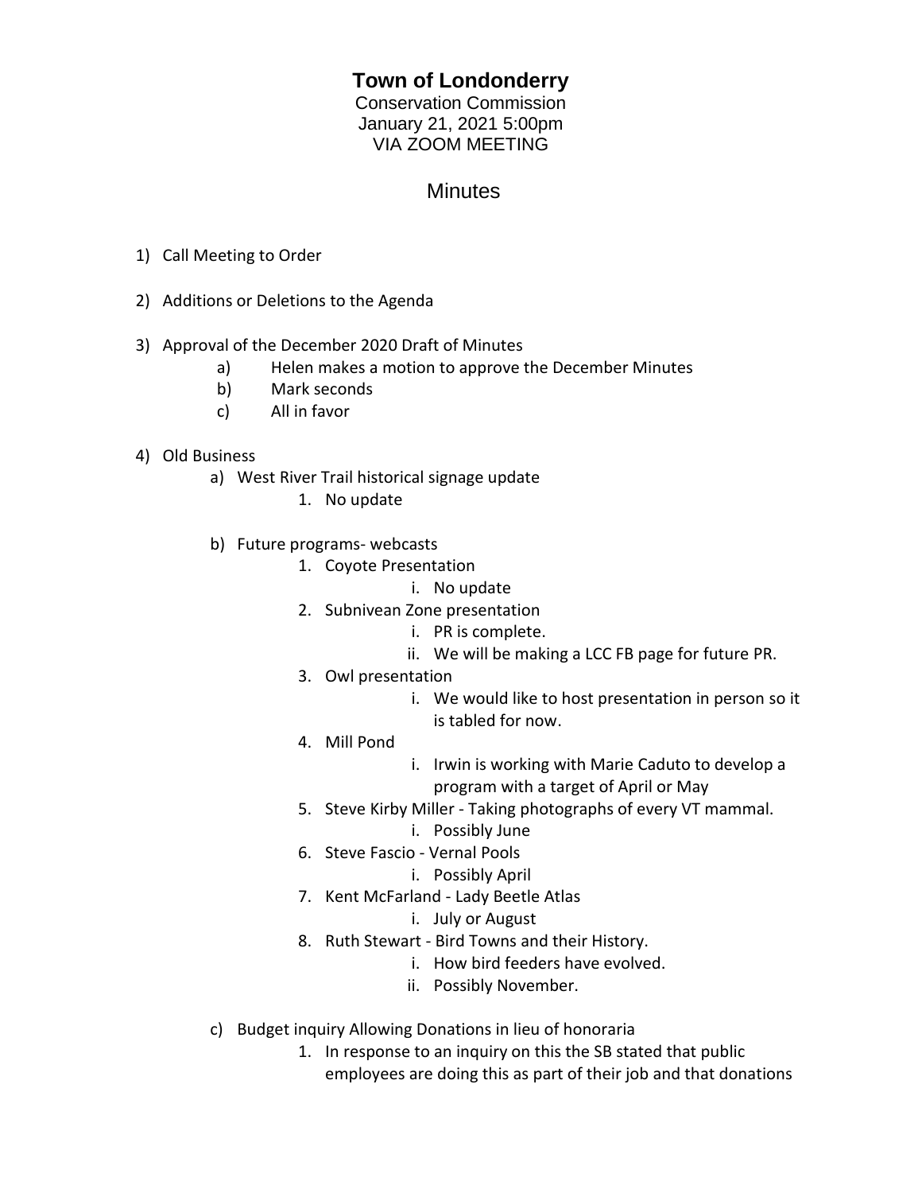# Town of Londonderry

Conservation Commission
January 21, 2021 5:00pm
VIA ZOOM MEETING

## Minutes

1) Call Meeting to Order

2) Additions or Deletions to the Agenda

3) Approval of the December 2020 Draft of Minutes
    a) Helen makes a motion to approve the December Minutes
    b) Mark seconds
    c) All in favor

4) Old Business
    a) West River Trail historical signage update
        1. No update
    b) Future programs- webcasts
        1. Coyote Presentation
            i. No update
        2. Subnivean Zone presentation
            i. PR is complete.
            ii. We will be making a LCC FB page for future PR.
        3. Owl presentation
            i. We would like to host presentation in person so it is tabled for now.
        4. Mill Pond
            i. Irwin is working with Marie Caduto to develop a program with a target of April or May
        5. Steve Kirby Miller - Taking photographs of every VT mammal.
            i. Possibly June
        6. Steve Fascio - Vernal Pools
            i. Possibly April
        7. Kent McFarland - Lady Beetle Atlas
            i. July or August
        8. Ruth Stewart - Bird Towns and their History.
            i. How bird feeders have evolved.
            ii. Possibly November.
    c) Budget inquiry Allowing Donations in lieu of honoraria
        1. In response to an inquiry on this the SB stated that public employees are doing this as part of their job and that donations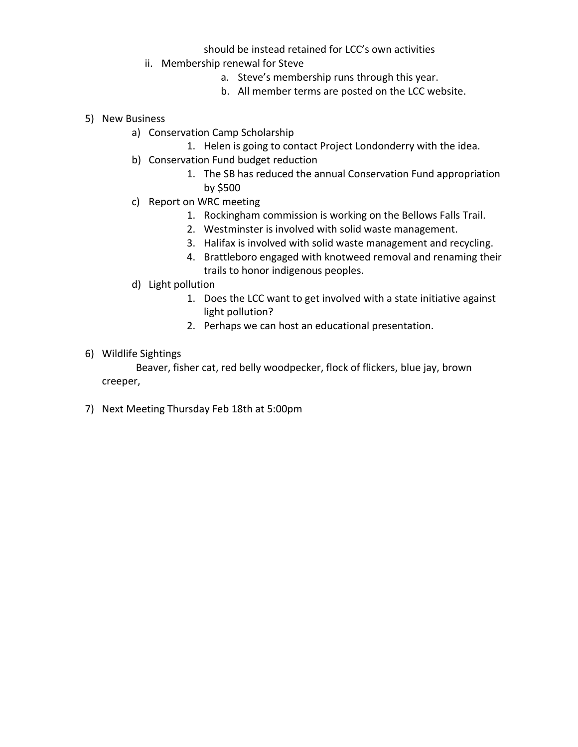should be instead retained for LCC's own activities

ii. Membership renewal for Steve
    a. Steve's membership runs through this year.
    b. All member terms are posted on the LCC website.

5) New Business
    a) Conservation Camp Scholarship
        1. Helen is going to contact Project Londonderry with the idea.
    b) Conservation Fund budget reduction
        1. The SB has reduced the annual Conservation Fund appropriation by $500
    c) Report on WRC meeting
        1. Rockingham commission is working on the Bellows Falls Trail.
        2. Westminster is involved with solid waste management.
        3. Halifax is involved with solid waste management and recycling.
        4. Brattleboro engaged with knotweed removal and renaming their trails to honor indigenous peoples.
    d) Light pollution
        1. Does the LCC want to get involved with a state initiative against light pollution?
        2. Perhaps we can host an educational presentation.

6) Wildlife Sightings

    Beaver, fisher cat, red belly woodpecker, flock of flickers, blue jay, brown creeper,

7) Next Meeting Thursday Feb 18th at 5:00pm